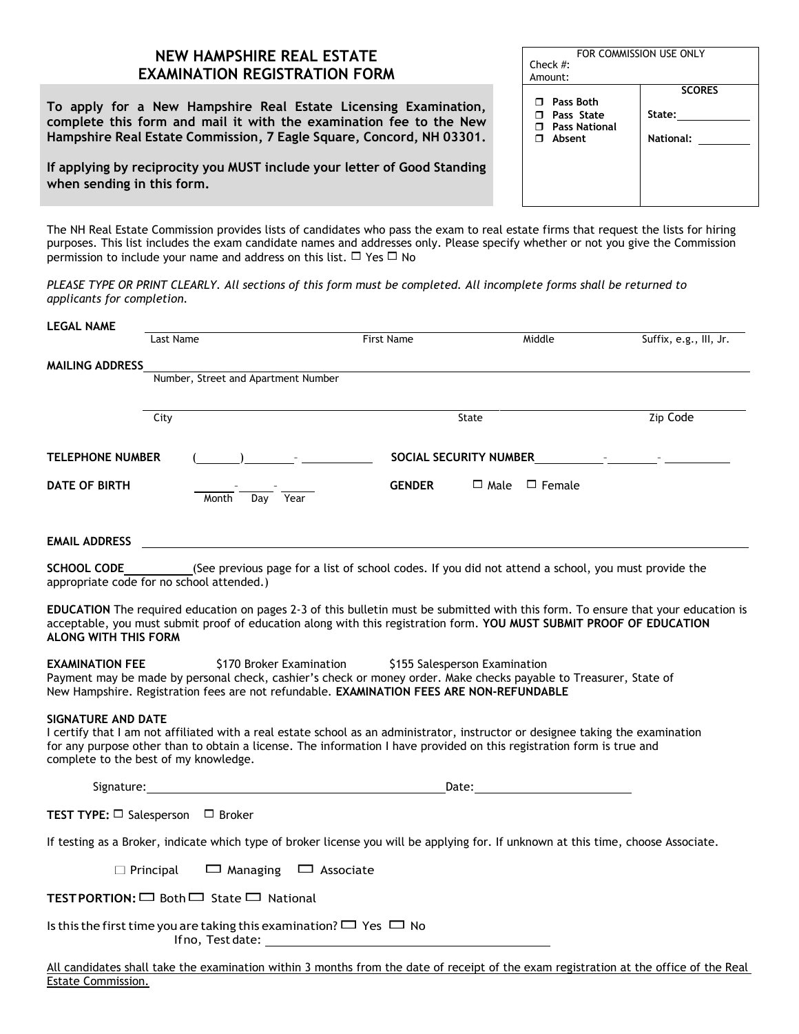# NEW HAMPSHIRE REAL ESTATE EXAMINATION REGISTRATION FORM

**To apply for a New Hampshire Real Estate Licensing Examination, complete this form and mail it with the examination fee to the New Hampshire Real Estate Commission, 7 Eagle Square, Concord, NH 03301.**

**If applying by reciprocity you MUST include your letter of Good Standing when sending in this form.**

| FOR COMMISSION USE ONLY | |
|---|---|
| Check #: | |
| Amount: | |
| ☐ **Pass Both** | **SCORES** |
| ☐ **Pass State** | **State:** ______ |
| ☐ **Pass National** | **National:** ______ |
| ☐ **Absent** | |

The NH Real Estate Commission provides lists of candidates who pass the exam to real estate firms that request the lists for hiring purposes. This list includes the exam candidate names and addresses only. Please specify whether or not you give the Commission permission to include your name and address on this list. ☐ Yes ☐ No

*PLEASE TYPE OR PRINT CLEARLY. All sections of this form must be completed. All incomplete forms shall be returned to applicants for completion.*

**LEGAL NAME** ______________________________________________
Last Name — First Name — Middle — Suffix, e.g., III, Jr.

**MAILING ADDRESS** ______________________________________________
Number, Street and Apartment Number

______________________________________________
City — State — Zip Code

**TELEPHONE NUMBER** (______) ______ - ______ **SOCIAL SECURITY NUMBER** ______ - ______ - ______

**DATE OF BIRTH** ______ - ______ - ______ (Month Day Year) **GENDER** ☐ Male ☐ Female

**EMAIL ADDRESS** ______________________________________________

**SCHOOL CODE** ________ (See previous page for a list of school codes. If you did not attend a school, you must provide the appropriate code for no school attended.)

**EDUCATION** The required education on pages 2-3 of this bulletin must be submitted with this form. To ensure that your education is acceptable, you must submit proof of education along with this registration form. **YOU MUST SUBMIT PROOF OF EDUCATION ALONG WITH THIS FORM**

**EXAMINATION FEE** $170 Broker Examination $155 Salesperson Examination
Payment may be made by personal check, cashier's check or money order. Make checks payable to Treasurer, State of New Hampshire. Registration fees are not refundable. **EXAMINATION FEES ARE NON-REFUNDABLE**

**SIGNATURE AND DATE**
I certify that I am not affiliated with a real estate school as an administrator, instructor or designee taking the examination for any purpose other than to obtain a license. The information I have provided on this registration form is true and complete to the best of my knowledge.

Signature: ______________________________ Date: ______________

**TEST TYPE:** ☐ Salesperson ☐ Broker

If testing as a Broker, indicate which type of broker license you will be applying for. If unknown at this time, choose Associate.

☐ Principal ☐ Managing ☐ Associate

**TEST PORTION:** ☐ Both ☐ State ☐ National

Is this the first time you are taking this examination? ☐ Yes ☐ No
If no, Test date: ______________________________

<u>All candidates shall take the examination within 3 months from the date of receipt of the exam registration at the office of the Real Estate Commission.</u>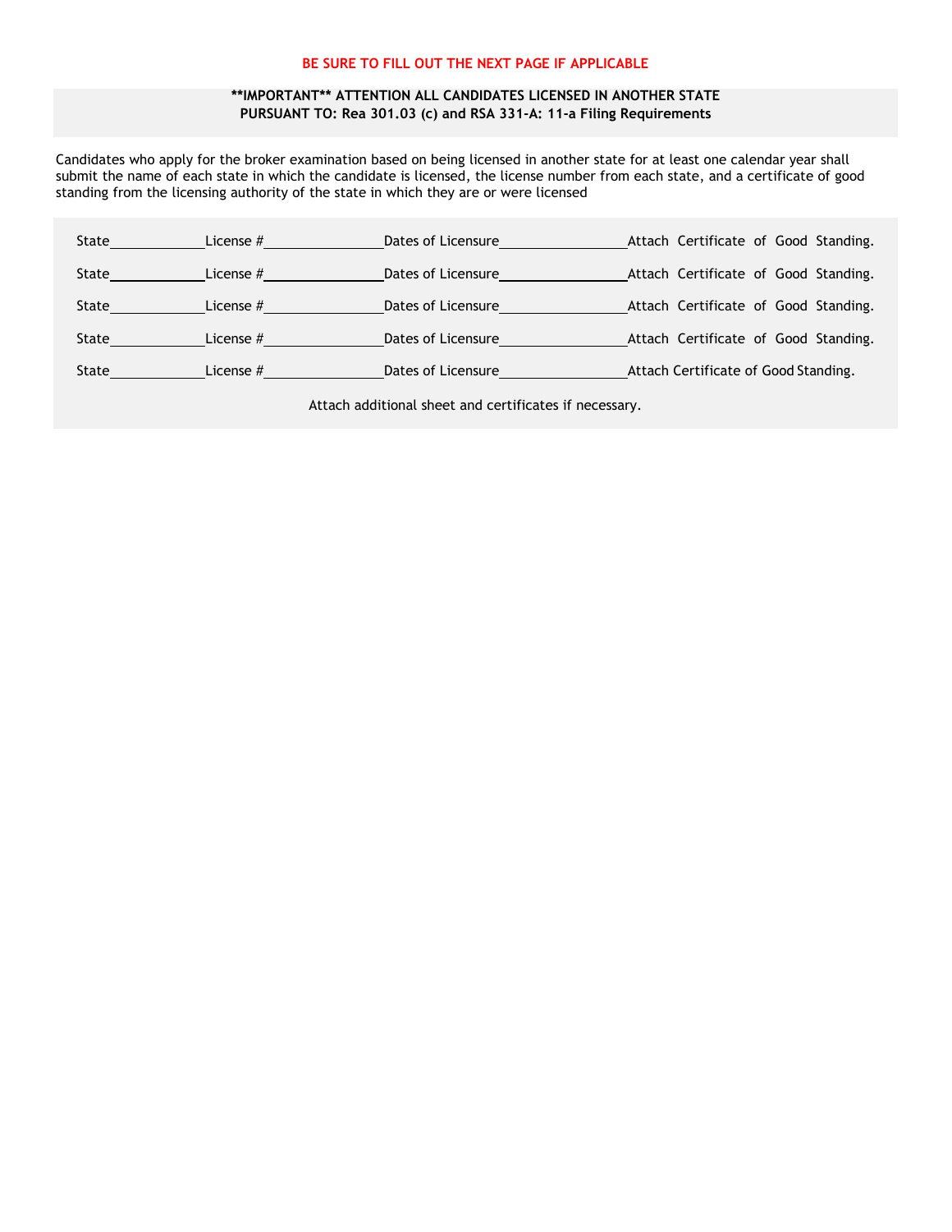**BE SURE TO FILL OUT THE NEXT PAGE IF APPLICABLE**

**\*\*IMPORTANT\*\* ATTENTION ALL CANDIDATES LICENSED IN ANOTHER STATE**
**PURSUANT TO: Rea 301.03 (c) and RSA 331-A: 11-a Filing Requirements**

Candidates who apply for the broker examination based on being licensed in another state for at least one calendar year shall submit the name of each state in which the candidate is licensed, the license number from each state, and a certificate of good standing from the licensing authority of the state in which they are or were licensed

State\_\_\_\_\_\_\_\_\_\_\_\_ License #\_\_\_\_\_\_\_\_\_\_\_\_\_\_\_\_ Dates of Licensure\_\_\_\_\_\_\_\_\_\_\_\_\_\_\_\_ Attach Certificate of Good Standing.

State\_\_\_\_\_\_\_\_\_\_\_\_ License #\_\_\_\_\_\_\_\_\_\_\_\_\_\_\_\_ Dates of Licensure\_\_\_\_\_\_\_\_\_\_\_\_\_\_\_\_ Attach Certificate of Good Standing.

State\_\_\_\_\_\_\_\_\_\_\_\_ License #\_\_\_\_\_\_\_\_\_\_\_\_\_\_\_\_ Dates of Licensure\_\_\_\_\_\_\_\_\_\_\_\_\_\_\_\_ Attach Certificate of Good Standing.

State\_\_\_\_\_\_\_\_\_\_\_\_ License #\_\_\_\_\_\_\_\_\_\_\_\_\_\_\_\_ Dates of Licensure\_\_\_\_\_\_\_\_\_\_\_\_\_\_\_\_ Attach Certificate of Good Standing.

State\_\_\_\_\_\_\_\_\_\_\_\_ License #\_\_\_\_\_\_\_\_\_\_\_\_\_\_\_\_ Dates of Licensure\_\_\_\_\_\_\_\_\_\_\_\_\_\_\_\_ Attach Certificate of Good Standing.

Attach additional sheet and certificates if necessary.